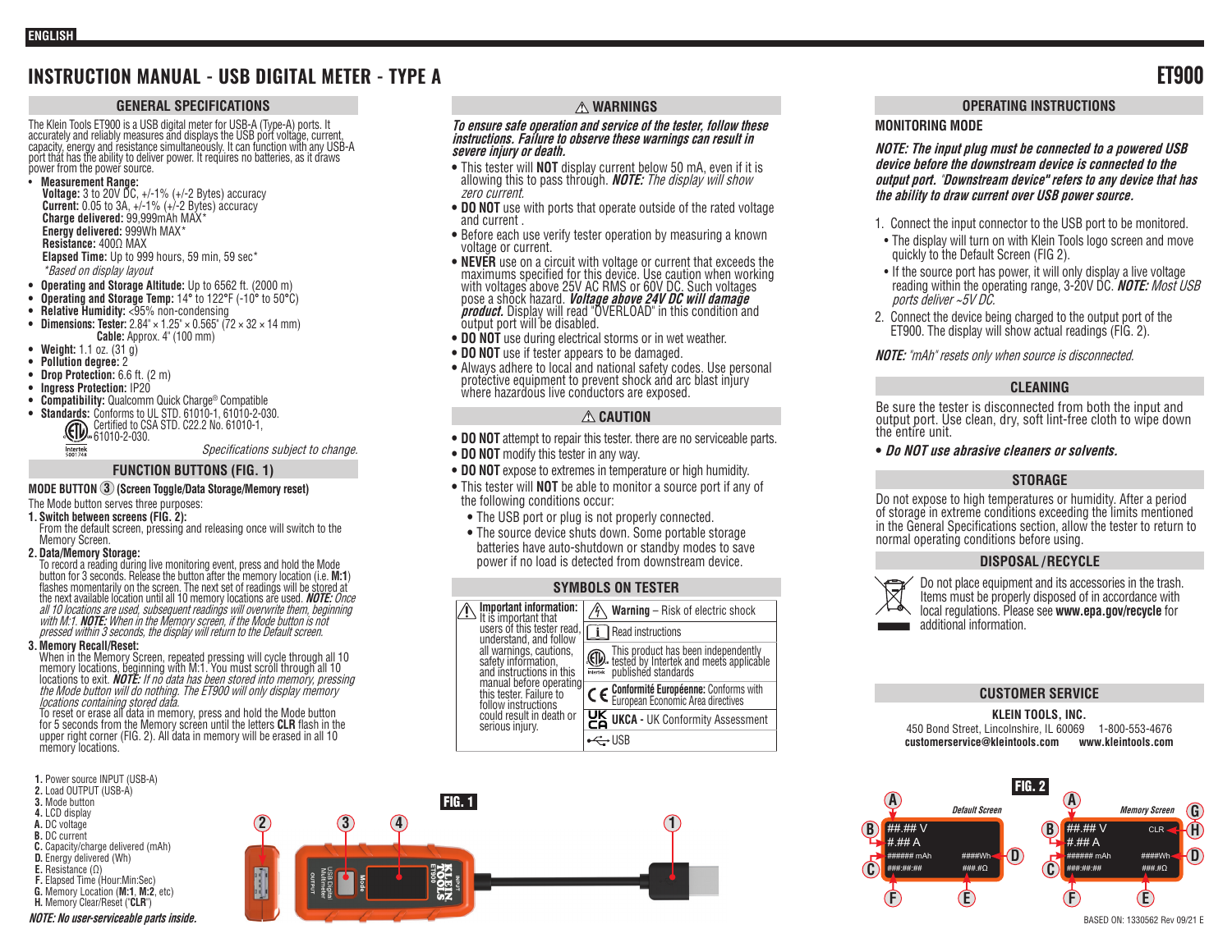ENGLISH

# INSTRUCTION MANUAL - USB DIGITAL METER - TYPE A

# ET900

## GENERAL SPECIFICATIONS

The Klein Tools ET900 is a USB digital meter for USB-A (Type-A) ports. It accurately and reliably measures and displays the USB port voltage, current, capacity, energy and resistance simultaneously. It can function with any USB-A port that has the ability to deliver power. It requires no batteries, as it draws power from the power source.

- **Measurement Range:**
  **Voltage:** 3 to 20V DC, +/-1% (+/-2 Bytes) accuracy
  **Current:** 0.05 to 3A, +/-1% (+/-2 Bytes) accuracy
  **Charge delivered:** 99,999mAh MAX*
  **Energy delivered:** 999Wh MAX*
  **Resistance:** 400Ω MAX
  **Elapsed Time:** Up to 999 hours, 59 min, 59 sec*
  *\*Based on display layout*
- **Operating and Storage Altitude:** Up to 6562 ft. (2000 m)
- **Operating and Storage Temp:** 14° to 122°F (-10° to 50°C)
- **Relative Humidity:** <95% non-condensing
- **Dimensions: Tester:** 2.84" × 1.25" × 0.565" (72 × 32 × 14 mm)
  **Cable:** Approx. 4" (100 mm)
- **Weight:** 1.1 oz. (31 g)
- **Pollution degree:** 2
- **Drop Protection:** 6.6 ft. (2 m)
- **Ingress Protection:** IP20
- **Compatibility:** Qualcomm Quick Charge® Compatible
- **Standards:** Conforms to UL STD. 61010-1, 61010-2-030.
  Certified to CSA STD. C22.2 No. 61010-1, 61010-2-030.

*Specifications subject to change.*

## FUNCTION BUTTONS (FIG. 1)

**MODE BUTTON ③ (Screen Toggle/Data Storage/Memory reset)**

The Mode button serves three purposes:

**1. Switch between screens (FIG. 2):**
From the default screen, pressing and releasing once will switch to the Memory Screen.

**2. Data/Memory Storage:**
To record a reading during live monitoring event, press and hold the Mode button for 3 seconds. Release the button after the memory location (i.e. **M:1**) flashes momentarily on the screen. The next set of readings will be stored at the next available location until all 10 memory locations are used. ***NOTE:*** *Once all 10 locations are used, subsequent readings will overwrite them, beginning with M:1.* ***NOTE:*** *When in the Memory screen, if the Mode button is not pressed within 3 seconds, the display will return to the Default screen.*

**3. Memory Recall/Reset:**
When in the Memory Screen, repeated pressing will cycle through all 10 memory locations, beginning with M:1. You must scroll through all 10 locations to exit. ***NOTE:*** *If no data has been stored into memory, pressing the Mode button will do nothing. The ET900 will only display memory locations containing stored data.*
To reset or erase all data in memory, press and hold the Mode button for 5 seconds from the Memory screen until the letters **CLR** flash in the upper right corner (FIG. 2). All data in memory will be erased in all 10 memory locations.

1. Power source INPUT (USB-A)
2. Load OUTPUT (USB-A)
3. Mode button
4. LCD display

A. DC voltage
B. DC current
C. Capacity/charge delivered (mAh)
D. Energy delivered (Wh)
E. Resistance (Ω)
F. Elapsed Time (Hour:Min:Sec)
G. Memory Location (**M:1**, **M:2**, etc)
H. Memory Clear/Reset ("**CLR**")

***NOTE: No user-serviceable parts inside.***

FIG. 1

## ⚠ WARNINGS

***To ensure safe operation and service of the tester, follow these instructions. Failure to observe these warnings can result in severe injury or death.***

- This tester will **NOT** display current below 50 mA, even if it is allowing this to pass through. ***NOTE:*** *The display will show zero current.*
- **DO NOT** use with ports that operate outside of the rated voltage and current .
- Before each use verify tester operation by measuring a known voltage or current.
- **NEVER** use on a circuit with voltage or current that exceeds the maximums specified for this device. Use caution when working with voltages above 25V AC RMS or 60V DC. Such voltages pose a shock hazard. ***Voltage above 24V DC will damage product.*** Display will read "OVERLOAD" in this condition and output port will be disabled.
- **DO NOT** use during electrical storms or in wet weather.
- **DO NOT** use if tester appears to be damaged.
- Always adhere to local and national safety codes. Use personal protective equipment to prevent shock and arc blast injury where hazardous live conductors are exposed.

## ⚠ CAUTION

- **DO NOT** attempt to repair this tester. there are no serviceable parts.
- **DO NOT** modify this tester in any way.
- **DO NOT** expose to extremes in temperature or high humidity.
- This tester will **NOT** be able to monitor a source port if any of the following conditions occur:
  - The USB port or plug is not properly connected.
  - The source device shuts down. Some portable storage batteries have auto-shutdown or standby modes to save power if no load is detected from downstream device.

## SYMBOLS ON TESTER

| **Important information:** It is important that users of this tester read, understand, and follow all warnings, cautions, safety information, and instructions in this manual before operating this tester. Failure to follow instructions could result in death or serious injury. | **Warning** – Risk of electric shock |
|---|---|
| | Read instructions |
| | This product has been independently tested by Intertek and meets applicable published standards |
| | **Conformité Européenne:** Conforms with European Economic Area directives |
| | **UKCA -** UK Conformity Assessment |
| | USB |

## OPERATING INSTRUCTIONS

### MONITORING MODE

***NOTE: The input plug must be connected to a powered USB device before the downstream device is connected to the output port. "Downstream device" refers to any device that has the ability to draw current over USB power source.***

1. Connect the input connector to the USB port to be monitored.
   - The display will turn on with Klein Tools logo screen and move quickly to the Default Screen (FIG 2).
   - If the source port has power, it will only display a live voltage reading within the operating range, 3-20V DC. ***NOTE:*** *Most USB ports deliver ~5V DC.*
2. Connect the device being charged to the output port of the ET900. The display will show actual readings (FIG. 2).

***NOTE:*** *"mAh" resets only when source is disconnected.*

## CLEANING

Be sure the tester is disconnected from both the input and output port. Use clean, dry, soft lint-free cloth to wipe down the entire unit.

- ***Do NOT use abrasive cleaners or solvents.***

## STORAGE

Do not expose to high temperatures or humidity. After a period of storage in extreme conditions exceeding the limits mentioned in the General Specifications section, allow the tester to return to normal operating conditions before using.

## DISPOSAL / RECYCLE

Do not place equipment and its accessories in the trash. Items must be properly disposed of in accordance with local regulations. Please see **www.epa.gov/recycle** for additional information.

## CUSTOMER SERVICE

**KLEIN TOOLS, INC.**
450 Bond Street, Lincolnshire, IL 60069 1-800-553-4676
**customerservice@kleintools.com** **www.kleintools.com**

FIG. 2

*Default Screen* · *Memory Screen*

BASED ON: 1330562 Rev 09/21 E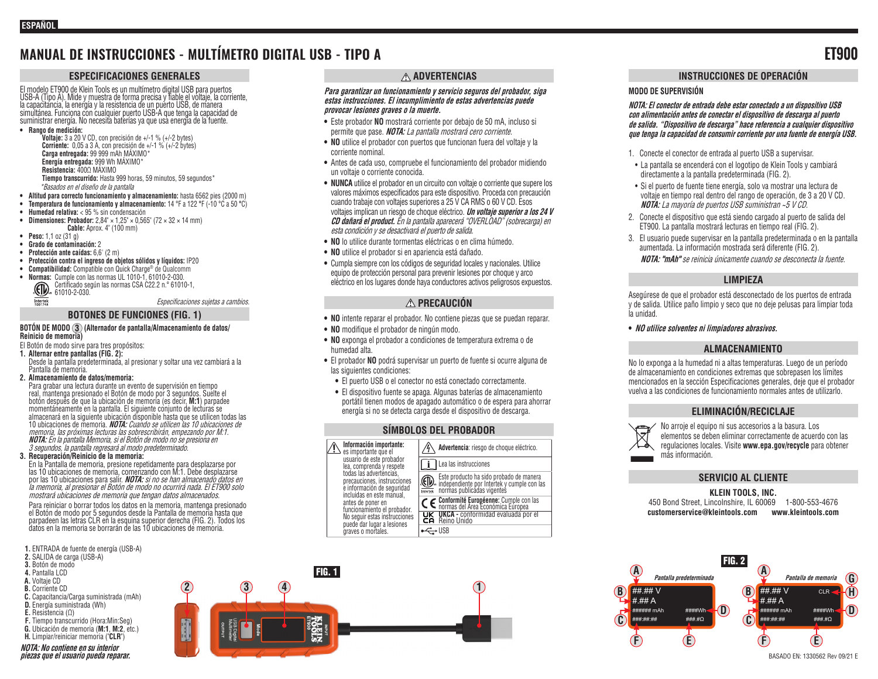ESPAÑOL

# MANUAL DE INSTRUCCIONES - MULTÍMETRO DIGITAL USB - TIPO A

**ET900**

## ESPECIFICACIONES GENERALES

El modelo ET900 de Klein Tools es un multímetro digital USB para puertos USB-A (Tipo A). Mide y muestra de forma precisa y fiable el voltaje, la corriente, la capacitancia, la energía y la resistencia de un puerto USB, de manera simultánea. Funciona con cualquier puerto USB-A que tenga la capacidad de suministrar energía. No necesita baterías ya que usa energía de la fuente.

- **Rango de medición:**
  - **Voltaje:** 3 a 20 V CD, con precisión de +/-1 % (+/-2 bytes)
  - **Corriente:** 0,05 a 3 A, con precisión de +/-1 % (+/-2 bytes)
  - **Carga entregada:** 99 999 mAh MÁXIMO*
  - **Energía entregada:** 999 Wh MÁXIMO*
  - **Resistencia:** 400Ω MÁXIMO
  - **Tiempo transcurrido:** Hasta 999 horas, 59 minutos, 59 segundos*
  - *Basados en el diseño de la pantalla*
- **Altitud para correcto funcionamiento y almacenamiento:** hasta 6562 pies (2000 m)
- **Temperatura de funcionamiento y almacenamiento:** 14 °F a 122 °F (-10 °C a 50 °C)
- **Humedad relativa:** < 95 % sin condensación
- **Dimensiones: Probador:** 2,84" × 1,25" × 0,565" (72 × 32 × 14 mm)
  **Cable:** Aprox. 4" (100 mm)
- **Peso:** 1,1 oz (31 g)
- **Grado de contaminación:** 2
- **Protección ante caídas:** 6,6' (2 m)
- **Protección contra el ingreso de objetos sólidos y líquidos:** IP20
- **Compatibilidad:** Compatible con Quick Charge® de Qualcomm
- **Normas:** Cumple con las normas UL 1010-1, 61010-2-030.
  Certificado según las normas CSA C22.2 n.° 61010-1, 61010-2-030.

*Especificaciones sujetas a cambios.*

## BOTONES DE FUNCIONES (FIG. 1)

**BOTÓN DE MODO (3) (Alternador de pantalla/Almacenamiento de datos/ Reinicio de memoria)**

El Botón de modo sirve para tres propósitos:

1. **Alternar entre pantallas (FIG. 2):**
   Desde la pantalla predeterminada, al presionar y soltar una vez cambiará a la Pantalla de memoria.
2. **Almacenamiento de datos/memoria:**
   Para grabar una lectura durante un evento de supervisión en tiempo real, mantenga presionado el Botón de modo por 3 segundos. Suelte el botón después de que la ubicación de memoria (es decir, **M:1**) parpadee momentáneamente en la pantalla. El siguiente conjunto de lecturas se almacenará en la siguiente ubicación disponible hasta que se utilicen todas las 10 ubicaciones de memoria. ***NOTA:*** *Cuando se utilicen las 10 ubicaciones de memoria, las próximas lecturas las sobrescribirán, empezando por M:1.* ***NOTA:*** *En la pantalla Memoria, si el Botón de modo no se presiona en 3 segundos, la pantalla regresará al modo predeterminado.*
3. **Recuperación/Reinicio de la memoria:**
   En la Pantalla de memoria, presione repetidamente para desplazarse por las 10 ubicaciones de memoria, comenzando con M:1. Debe desplazarse por las 10 ubicaciones para salir. ***NOTA:*** *si no se han almacenado datos en la memoria, al presionar el Botón de modo no ocurrirá nada. El ET900 solo mostrará ubicaciones de memoria que tengan datos almacenados.*

   Para reiniciar o borrar todos los datos en la memoria, mantenga presionado el Botón de modo por 5 segundos desde la Pantalla de memoria hasta que parpadeen las letras CLR en la esquina superior derecha (FIG. 2). Todos los datos en la memoria se borrarán de las 10 ubicaciones de memoria.

1. ENTRADA de fuente de energía (USB-A)
2. SALIDA de carga (USB-A)
3. Botón de modo
4. Pantalla LCD

**A.** Voltaje CD
**B.** Corriente CD
**C.** Capacitancia/Carga suministrada (mAh)
**D.** Energía suministrada (Wh)
**E.** Resistencia (Ω)
**F.** Tiempo transcurrido (Hora:Min:Seg)
**G.** Ubicación de memoria (**M:1**, **M:2**, etc.)
**H.** Limpiar/reiniciar memoria ("**CLR**")

***NOTA: No contiene en su interior piezas que el usuario pueda reparar.***

FIG. 1

## ⚠ ADVERTENCIAS

***Para garantizar un funcionamiento y servicio seguros del probador, siga estas instrucciones. El incumplimiento de estas advertencias puede provocar lesiones graves o la muerte.***

- Este probador **NO** mostrará corriente por debajo de 50 mA, incluso si permite que pase. ***NOTA:*** *La pantalla mostrará cero corriente.*
- **NO** utilice el probador con puertos que funcionan fuera del voltaje y la corriente nominal.
- Antes de cada uso, compruebe el funcionamiento del probador midiendo un voltaje o corriente conocida.
- **NUNCA** utilice el probador en un circuito con voltaje o corriente que supere los valores máximos especificados para este dispositivo. Proceda con precaución cuando trabaje con voltajes superiores a 25 V CA RMS o 60 V CD. Esos voltajes implican un riesgo de choque eléctrico. ***Un voltaje superior a los 24 V CD dañará el product.*** *En la pantalla aparecerá "OVERLOAD" (sobrecarga) en esta condición y se desactivará el puerto de salida.*
- **NO** lo utilice durante tormentas eléctricas o en clima húmedo.
- **NO** utilice el probador si en apariencia está dañado.
- Cumpla siempre con los códigos de seguridad locales y nacionales. Utilice equipo de protección personal para prevenir lesiones por choque y arco eléctrico en los lugares donde haya conductores activos peligrosos expuestos.

## ⚠ PRECAUCIÓN

- **NO** intente reparar el probador. No contiene piezas que se puedan reparar.
- **NO** modifique el probador de ningún modo.
- **NO** exponga el probador a condiciones de temperatura extrema o de humedad alta.
- El probador **NO** podrá supervisar un puerto de fuente si ocurre alguna de las siguientes condiciones:
  - El puerto USB o el conector no está conectado correctamente.
  - El dispositivo fuente se apaga. Algunas baterías de almacenamiento portátil tienen modos de apagado automático o de espera para ahorrar energía si no se detecta carga desde el dispositivo de descarga.

## SÍMBOLOS DEL PROBADOR

| | |
|---|---|
| **Información importante:** es importante que el usuario de este probador lea, comprenda y respete todas las advertencias, precauciones, instrucciones e información de seguridad incluidas en este manual, antes de poner en funcionamiento el probador. No seguir estas instrucciones puede dar lugar a lesiones graves o mortales. | **Advertencia**: riesgo de choque eléctrico. |
| | Lea las instrucciones |
| | Este producto ha sido probado de manera independiente por Intertek y cumple con las normas publicadas vigentes |
| | **Conformité Européenne:** Cumple con las normas del Área Económica Europea |
| | **UKCA** - conformidad evaluada por el Reino Unido |
| | USB |

## INSTRUCCIONES DE OPERACIÓN

**MODO DE SUPERVISIÓN**

***NOTA: El conector de entrada debe estar conectado a un dispositivo USB con alimentación antes de conectar el dispositivo de descarga al puerto de salida. "Dispositivo de descarga" hace referencia a cualquier dispositivo que tenga la capacidad de consumir corriente por una fuente de energía USB.***

1. Conecte el conector de entrada al puerto USB a supervisar.
   - La pantalla se encenderá con el logotipo de Klein Tools y cambiará directamente a la pantalla predeterminada (FIG. 2).
   - Si el puerto de fuente tiene energía, solo va mostrar una lectura de voltaje en tiempo real dentro del rango de operación, de 3 a 20 V CD. ***NOTA:*** *La mayoría de puertos USB suministran ~5 V CD.*
2. Conecte el dispositivo que está siendo cargado al puerto de salida del ET900. La pantalla mostrará lecturas en tiempo real (FIG. 2).
3. El usuario puede supervisar en la pantalla predeterminada o en la pantalla aumentada. La información mostrada será diferente (FIG. 2).
   ***NOTA: "mAh"*** *se reinicia únicamente cuando se desconecta la fuente.*

## LIMPIEZA

Asegúrese de que el probador está desconectado de los puertos de entrada y de salida. Utilice paño limpio y seco que no deje pelusas para limpiar toda la unidad.

- ***NO utilice solventes ni limpiadores abrasivos.***

## ALMACENAMIENTO

No lo exponga a la humedad ni a altas temperaturas. Luego de un período de almacenamiento en condiciones extremas que sobrepasen los límites mencionados en la sección Especificaciones generales, deje que el probador vuelva a las condiciones de funcionamiento normales antes de utilizarlo.

## ELIMINACIÓN/RECICLAJE

No arroje el equipo ni sus accesorios a la basura. Los elementos se deben eliminar correctamente de acuerdo con las regulaciones locales. Visite **www.epa.gov/recycle** para obtener más información.

## SERVICIO AL CLIENTE

**KLEIN TOOLS, INC.**
450 Bond Street, Lincolnshire, IL 60069 1-800-553-4676
**customerservice@kleintools.com www.kleintools.com**

FIG. 2

*Pantalla predeterminada* — *Pantalla de memoria*

BASADO EN: 1330562 Rev 09/21 E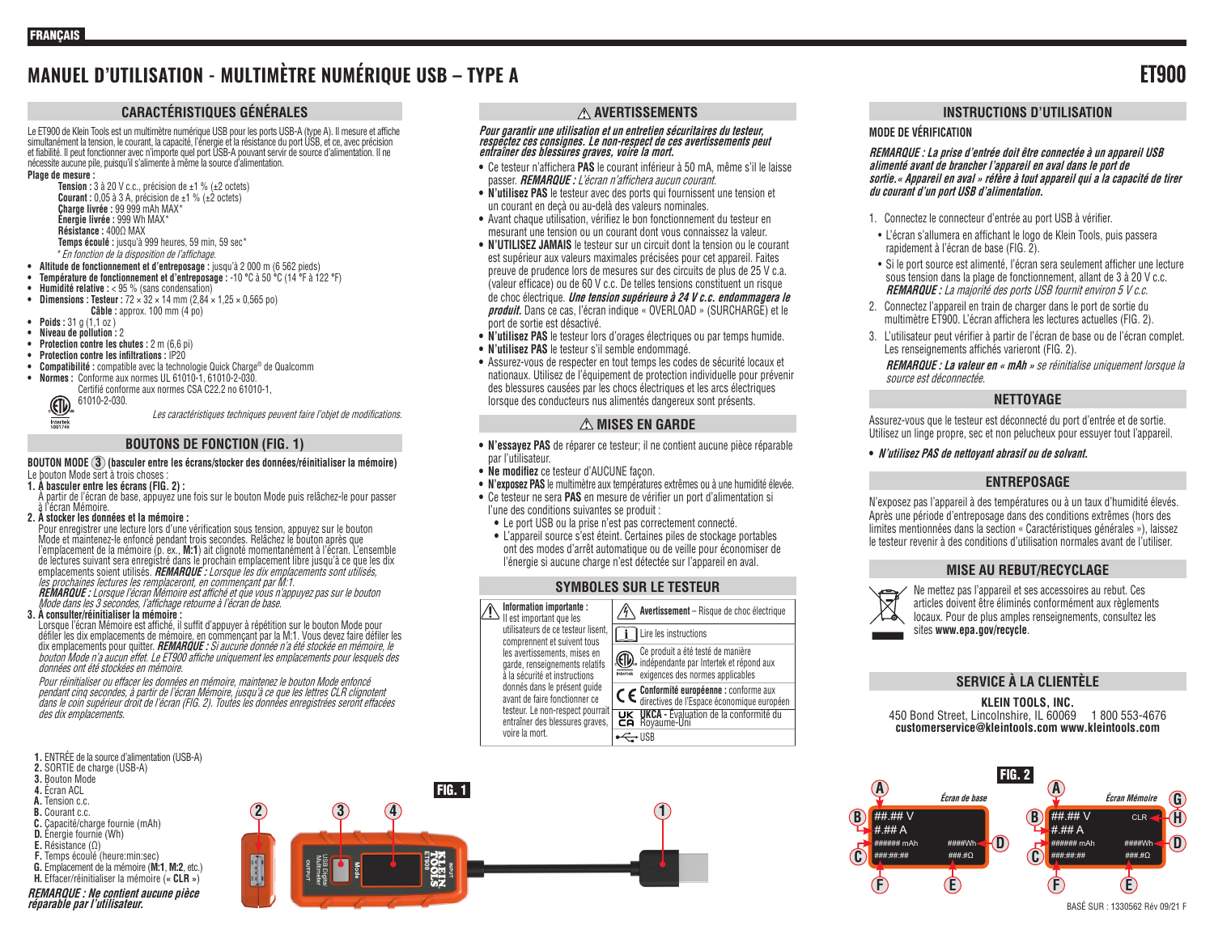FRANÇAIS

# MANUEL D'UTILISATION - MULTIMÈTRE NUMÉRIQUE USB – TYPE A

# ET900

## CARACTÉRISTIQUES GÉNÉRALES

Le ET900 de Klein Tools est un multimètre numérique USB pour les ports USB-A (type A). Il mesure et affiche simultanément la tension, le courant, la capacité, l'énergie et la résistance du port USB, et ce, avec précision et fiabilité. Il peut fonctionner avec n'importe quel port USB-A pouvant servir de source d'alimentation. Il ne nécessite aucune pile, puisqu'il s'alimente à même la source d'alimentation.

**Plage de mesure :**

- **Tension :** 3 à 20 V c.c., précision de ±1 % (±2 octets)
- **Courant :** 0,05 à 3 A, précision de ±1 % (±2 octets)
- **Charge livrée :** 99 999 mAh MAX*
- **Énergie livrée :** 999 Wh MAX*
- **Résistance :** 400Ω MAX
- **Temps écoulé :** jusqu'à 999 heures, 59 min, 59 sec*

*\* En fonction de la disposition de l'affichage.*

- **Altitude de fonctionnement et d'entreposage :** jusqu'à 2 000 m (6 562 pieds)
- **Température de fonctionnement et d'entreposage :** -10 °C à 50 °C (14 °F à 122 °F)
- **Humidité relative :** < 95 % (sans condensation)
- **Dimensions : Testeur :** 72 × 32 × 14 mm (2,84 × 1,25 × 0,565 po)
  **Câble :** approx. 100 mm (4 po)
- **Poids :** 31 g (1,1 oz )
- **Niveau de pollution :** 2
- **Protection contre les chutes :** 2 m (6,6 pi)
- **Protection contre les infiltrations :** IP20
- **Compatibilité :** compatible avec la technologie Quick Charge® de Qualcomm
- **Normes :** Conforme aux normes UL 61010-1, 61010-2-030.
  Certifié conforme aux normes CSA C22.2 no 61010-1, 61010-2-030.

Intertek 5001748

*Les caractéristiques techniques peuvent faire l'objet de modifications.*

## BOUTONS DE FONCTION (FIG. 1)

**BOUTON MODE (3) (basculer entre les écrans/stocker des données/réinitialiser la mémoire)**

Le bouton Mode sert à trois choses :

**1. À basculer entre les écrans (FIG. 2) :**
À partir de l'écran de base, appuyez une fois sur le bouton Mode puis relâchez-le pour passer à l'écran Mémoire.

**2. À stocker les données et la mémoire :**
Pour enregistrer une lecture lors d'une vérification sous tension, appuyez sur le bouton Mode et maintenez-le enfoncé pendant trois secondes. Relâchez le bouton après que l'emplacement de la mémoire (p. ex., **M:1**) ait clignoté momentanément à l'écran. L'ensemble de lectures suivant sera enregistré dans le prochain emplacement libre jusqu'à ce que les dix emplacements soient utilisés. ***REMARQUE :** Lorsque les dix emplacements sont utilisés, les prochaines lectures les remplaceront, en commençant par M:1.*
***REMARQUE :** Lorsque l'écran Mémoire est affiché et que vous n'appuyez pas sur le bouton Mode dans les 3 secondes, l'affichage retourne à l'écran de base.*

**3. À consulter/réinitialiser la mémoire :**
Lorsque l'écran Mémoire est affiché, il suffit d'appuyer à répétition sur le bouton Mode pour défiler les dix emplacements de mémoire, en commençant par la M:1. Vous devez faire défiler les dix emplacements pour quitter. ***REMARQUE :** Si aucune donnée n'a été stockée en mémoire, le bouton Mode n'a aucun effet. Le ET900 affiche uniquement les emplacements pour lesquels des données ont été stockées en mémoire.*

*Pour réinitialiser ou effacer les données en mémoire, maintenez le bouton Mode enfoncé pendant cinq secondes, à partir de l'écran Mémoire, jusqu'à ce que les lettres CLR clignotent dans le coin supérieur droit de l'écran (FIG. 2). Toutes les données enregistrées seront effacées des dix emplacements.*

1. ENTRÉE de la source d'alimentation (USB-A)
2. SORTIE de charge (USB-A)
3. Bouton Mode
4. Écran ACL

A. Tension c.c.
B. Courant c.c.
C. Capacité/charge fournie (mAh)
D. Énergie fournie (Wh)
E. Résistance (Ω)
F. Temps écoulé (heure:min:sec)
G. Emplacement de la mémoire (**M:1**, **M:2**, etc.)
H. Effacer/réinitialiser la mémoire (« **CLR** »)

***REMARQUE : Ne contient aucune pièce réparable par l'utilisateur.***

FIG. 1

## ⚠ AVERTISSEMENTS

***Pour garantir une utilisation et un entretien sécuritaires du testeur, respectez ces consignes. Le non-respect de ces avertissements peut entraîner des blessures graves, voire la mort.***

- Ce testeur n'affichera **PAS** le courant inférieur à 50 mA, même s'il le laisse passer. ***REMARQUE :** L'écran n'affichera aucun courant.*
- **N'utilisez PAS** le testeur avec des ports qui fournissent une tension et un courant en deçà ou au-delà des valeurs nominales.
- Avant chaque utilisation, vérifiez le bon fonctionnement du testeur en mesurant une tension ou un courant dont vous connaissez la valeur.
- **N'UTILISEZ JAMAIS** le testeur sur un circuit dont la tension ou le courant est supérieur aux valeurs maximales précisées pour cet appareil. Faites preuve de prudence lors de mesures sur des circuits de plus de 25 V c.a. (valeur efficace) ou de 60 V c.c. De telles tensions constituent un risque de choc électrique. ***Une tension supérieure à 24 V c.c. endommagera le produit.*** Dans ce cas, l'écran indique « OVERLOAD » (SURCHARGE) et le port de sortie est désactivé.
- **N'utilisez PAS** le testeur lors d'orages électriques ou par temps humide.
- **N'utilisez PAS** le testeur s'il semble endommagé.
- Assurez-vous de respecter en tout temps les codes de sécurité locaux et nationaux. Utilisez de l'équipement de protection individuelle pour prévenir des blessures causées par les chocs électriques et les arcs électriques lorsque des conducteurs nus alimentés dangereux sont présents.

## ⚠ MISES EN GARDE

- **N'essayez PAS** de réparer ce testeur; il ne contient aucune pièce réparable par l'utilisateur.
- **Ne modifiez** ce testeur d'AUCUNE façon.
- **N'exposez PAS** le multimètre aux températures extrêmes ou à une humidité élevée.
- Ce testeur ne sera **PAS** en mesure de vérifier un port d'alimentation si l'une des conditions suivantes se produit :
  - Le port USB ou la prise n'est pas correctement connecté.
  - L'appareil source s'est éteint. Certaines piles de stockage portables ont des modes d'arrêt automatique ou de veille pour économiser de l'énergie si aucune charge n'est détectée sur l'appareil en aval.

## SYMBOLES SUR LE TESTEUR

| | |
|---|---|
| ⚠ **Information importante :** Il est important que les utilisateurs de ce testeur lisent, comprennent et suivent tous les avertissements, mises en garde, renseignements relatifs à la sécurité et instructions donnés dans le présent guide avant de faire fonctionner ce testeur. Le non-respect pourrait entraîner des blessures graves, voire la mort. | ⚠ **Avertissement** – Risque de choc électrique |
| | Lire les instructions |
| | Ce produit a été testé de manière indépendante par Intertek et répond aux exigences des normes applicables |
| | **Conformité européenne :** conforme aux directives de l'Espace économique européen |
| | **UKCA** - Évaluation de la conformité du Royaume-Uni |
| | USB |

## INSTRUCTIONS D'UTILISATION

### MODE DE VÉRIFICATION

***REMARQUE : La prise d'entrée doit être connectée à un appareil USB alimenté avant de brancher l'appareil en aval dans le port de sortie. « Appareil en aval » réfère à tout appareil qui a la capacité de tirer du courant d'un port USB d'alimentation.***

1. Connectez le connecteur d'entrée au port USB à vérifier.
   - L'écran s'allumera en affichant le logo de Klein Tools, puis passera rapidement à l'écran de base (FIG. 2).
   - Si le port source est alimenté, l'écran sera seulement afficher une lecture sous tension dans la plage de fonctionnement, allant de 3 à 20 V c.c. ***REMARQUE :** La majorité des ports USB fournit environ 5 V c.c.*
2. Connectez l'appareil en train de charger dans le port de sortie du multimètre ET900. L'écran affichera les lectures actuelles (FIG. 2).
3. L'utilisateur peut vérifier à partir de l'écran de base ou de l'écran complet. Les renseignements affichés varieront (FIG. 2).
   ***REMARQUE :** La valeur en « mAh » se réinitialise uniquement lorsque la source est déconnectée.*

## NETTOYAGE

Assurez-vous que le testeur est déconnecté du port d'entrée et de sortie. Utilisez un linge propre, sec et non pelucheux pour essuyer tout l'appareil.

- ***N'utilisez PAS de nettoyant abrasif ou de solvant.***

## ENTREPOSAGE

N'exposez pas l'appareil à des températures ou à un taux d'humidité élevés. Après une période d'entreposage dans des conditions extrêmes (hors des limites mentionnées dans la section « Caractéristiques générales »), laissez le testeur revenir à des conditions d'utilisation normales avant de l'utiliser.

## MISE AU REBUT/RECYCLAGE

Ne mettez pas l'appareil et ses accessoires au rebut. Ces articles doivent être éliminés conformément aux règlements locaux. Pour de plus amples renseignements, consultez les sites **www.epa.gov/recycle**.

## SERVICE À LA CLIENTÈLE

**KLEIN TOOLS, INC.**
450 Bond Street, Lincolnshire, IL 60069 1 800 553-4676
**customerservice@kleintools.com www.kleintools.com**

FIG. 2

*Écran de base*

##.## V
#.## A
###### mAh ####Wh
###:##:## ###.#Ω

*Écran Mémoire*

##.## V CLR
#.## A
###### mAh ####Wh
###:##:## ###.#Ω

BASÉ SUR : 1330562 Rév 09/21 F